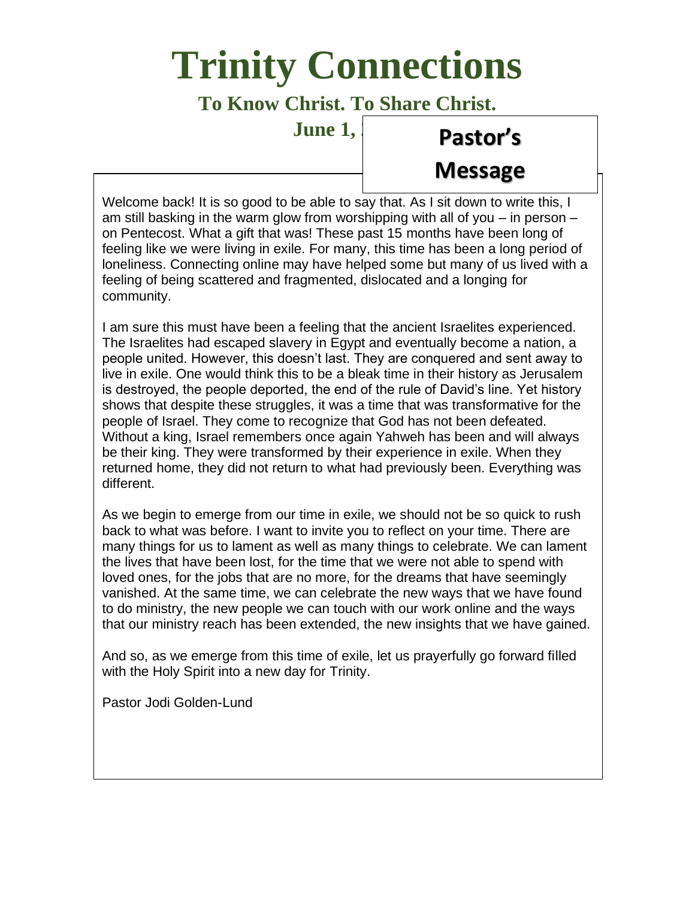# Trinity Connections

**To Know Christ. To Share Christ.**

**June 1,**

## Pastor's Message

Welcome back! It is so good to be able to say that. As I sit down to write this, I am still basking in the warm glow from worshipping with all of you – in person – on Pentecost. What a gift that was! These past 15 months have been long of feeling like we were living in exile. For many, this time has been a long period of loneliness. Connecting online may have helped some but many of us lived with a feeling of being scattered and fragmented, dislocated and a longing for community.

I am sure this must have been a feeling that the ancient Israelites experienced. The Israelites had escaped slavery in Egypt and eventually become a nation, a people united. However, this doesn't last. They are conquered and sent away to live in exile. One would think this to be a bleak time in their history as Jerusalem is destroyed, the people deported, the end of the rule of David's line. Yet history shows that despite these struggles, it was a time that was transformative for the people of Israel. They come to recognize that God has not been defeated. Without a king, Israel remembers once again Yahweh has been and will always be their king. They were transformed by their experience in exile. When they returned home, they did not return to what had previously been. Everything was different.

As we begin to emerge from our time in exile, we should not be so quick to rush back to what was before. I want to invite you to reflect on your time. There are many things for us to lament as well as many things to celebrate. We can lament the lives that have been lost, for the time that we were not able to spend with loved ones, for the jobs that are no more, for the dreams that have seemingly vanished. At the same time, we can celebrate the new ways that we have found to do ministry, the new people we can touch with our work online and the ways that our ministry reach has been extended, the new insights that we have gained.

And so, as we emerge from this time of exile, let us prayerfully go forward filled with the Holy Spirit into a new day for Trinity.

Pastor Jodi Golden-Lund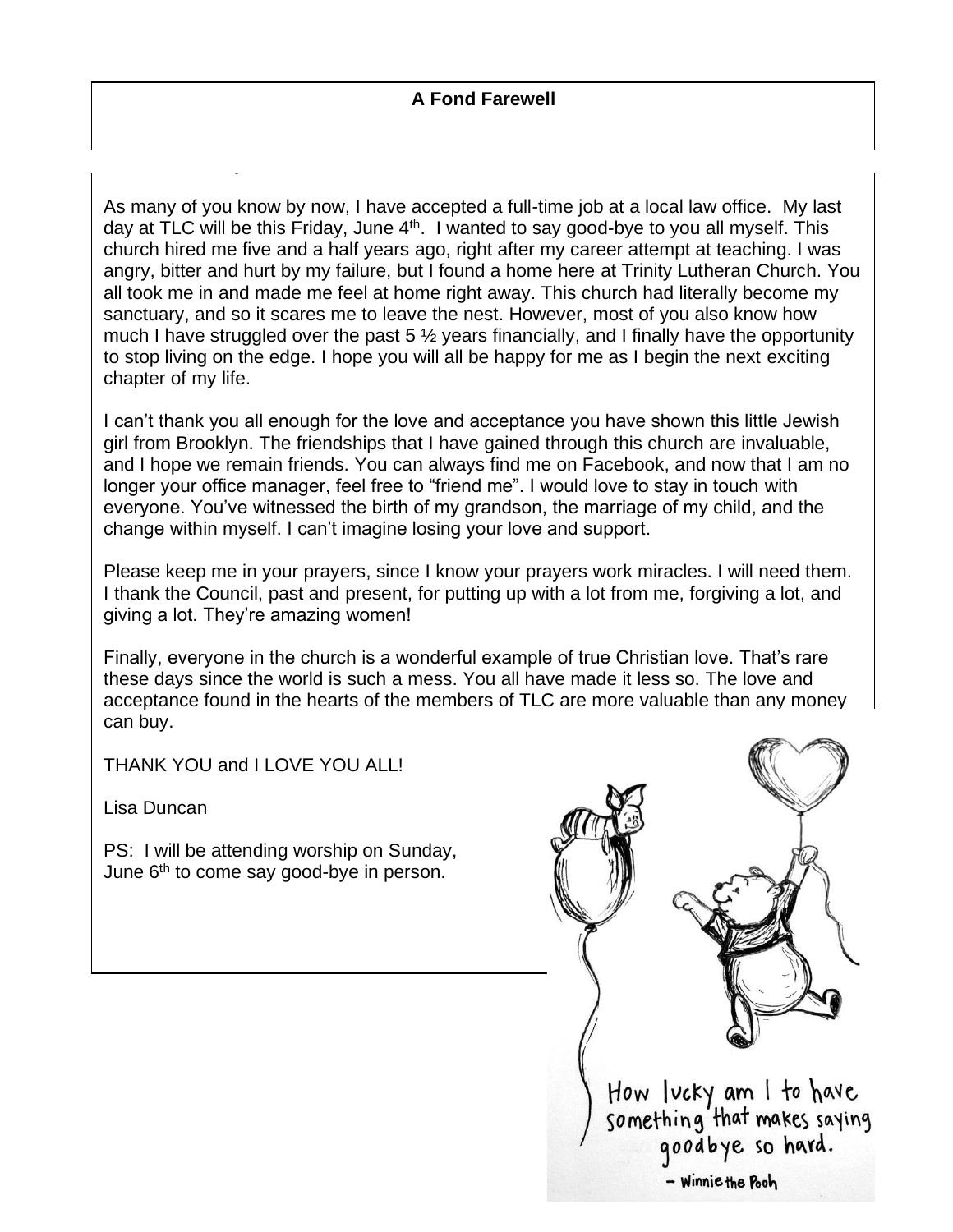**A Fond Farewell**

As many of you know by now, I have accepted a full-time job at a local law office. My last day at TLC will be this Friday, June 4th. I wanted to say good-bye to you all myself. This church hired me five and a half years ago, right after my career attempt at teaching. I was angry, bitter and hurt by my failure, but I found a home here at Trinity Lutheran Church. You all took me in and made me feel at home right away. This church had literally become my sanctuary, and so it scares me to leave the nest. However, most of you also know how much I have struggled over the past 5 ½ years financially, and I finally have the opportunity to stop living on the edge. I hope you will all be happy for me as I begin the next exciting chapter of my life.

I can't thank you all enough for the love and acceptance you have shown this little Jewish girl from Brooklyn. The friendships that I have gained through this church are invaluable, and I hope we remain friends. You can always find me on Facebook, and now that I am no longer your office manager, feel free to "friend me". I would love to stay in touch with everyone. You've witnessed the birth of my grandson, the marriage of my child, and the change within myself. I can't imagine losing your love and support.

Please keep me in your prayers, since I know your prayers work miracles. I will need them. I thank the Council, past and present, for putting up with a lot from me, forgiving a lot, and giving a lot. They're amazing women!

Finally, everyone in the church is a wonderful example of true Christian love. That's rare these days since the world is such a mess. You all have made it less so. The love and acceptance found in the hearts of the members of TLC are more valuable than any money can buy.

THANK YOU and I LOVE YOU ALL!

Lisa Duncan

PS: I will be attending worship on Sunday, June 6th to come say good-bye in person.

How lucky am I to have something that makes saying goodbye so hard.

– Winnie the Pooh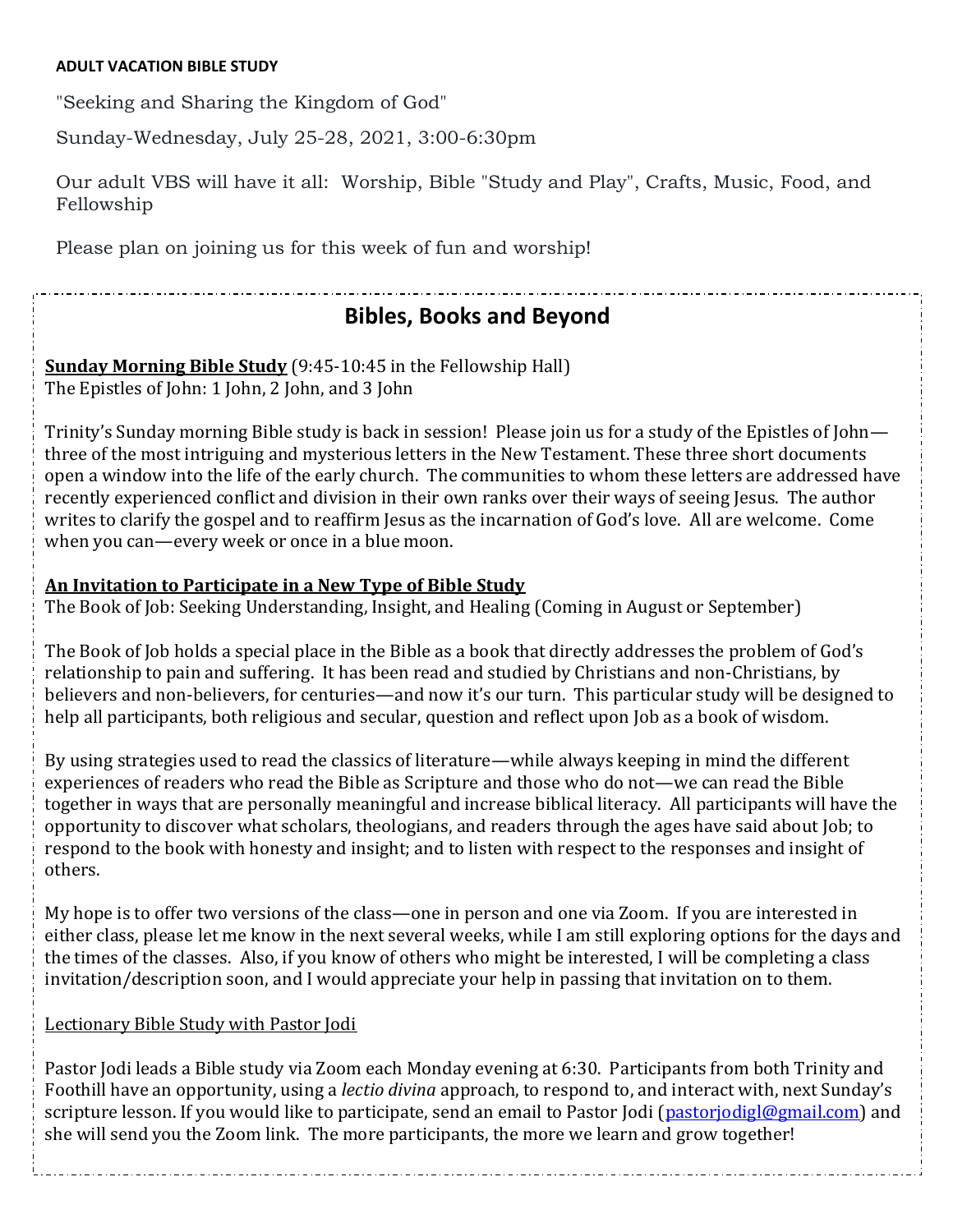**ADULT VACATION BIBLE STUDY**

"Seeking and Sharing the Kingdom of God"

Sunday-Wednesday, July 25-28, 2021, 3:00-6:30pm

Our adult VBS will have it all: Worship, Bible "Study and Play", Crafts, Music, Food, and Fellowship

Please plan on joining us for this week of fun and worship!

## Bibles, Books and Beyond

**Sunday Morning Bible Study** (9:45-10:45 in the Fellowship Hall)
The Epistles of John: 1 John, 2 John, and 3 John

Trinity's Sunday morning Bible study is back in session! Please join us for a study of the Epistles of John—three of the most intriguing and mysterious letters in the New Testament. These three short documents open a window into the life of the early church. The communities to whom these letters are addressed have recently experienced conflict and division in their own ranks over their ways of seeing Jesus. The author writes to clarify the gospel and to reaffirm Jesus as the incarnation of God's love. All are welcome. Come when you can—every week or once in a blue moon.

**An Invitation to Participate in a New Type of Bible Study**
The Book of Job: Seeking Understanding, Insight, and Healing (Coming in August or September)

The Book of Job holds a special place in the Bible as a book that directly addresses the problem of God's relationship to pain and suffering. It has been read and studied by Christians and non-Christians, by believers and non-believers, for centuries—and now it's our turn. This particular study will be designed to help all participants, both religious and secular, question and reflect upon Job as a book of wisdom.

By using strategies used to read the classics of literature—while always keeping in mind the different experiences of readers who read the Bible as Scripture and those who do not—we can read the Bible together in ways that are personally meaningful and increase biblical literacy. All participants will have the opportunity to discover what scholars, theologians, and readers through the ages have said about Job; to respond to the book with honesty and insight; and to listen with respect to the responses and insight of others.

My hope is to offer two versions of the class—one in person and one via Zoom. If you are interested in either class, please let me know in the next several weeks, while I am still exploring options for the days and the times of the classes. Also, if you know of others who might be interested, I will be completing a class invitation/description soon, and I would appreciate your help in passing that invitation on to them.

Lectionary Bible Study with Pastor Jodi

Pastor Jodi leads a Bible study via Zoom each Monday evening at 6:30. Participants from both Trinity and Foothill have an opportunity, using a *lectio divina* approach, to respond to, and interact with, next Sunday's scripture lesson. If you would like to participate, send an email to Pastor Jodi (pastorjodigl@gmail.com) and she will send you the Zoom link. The more participants, the more we learn and grow together!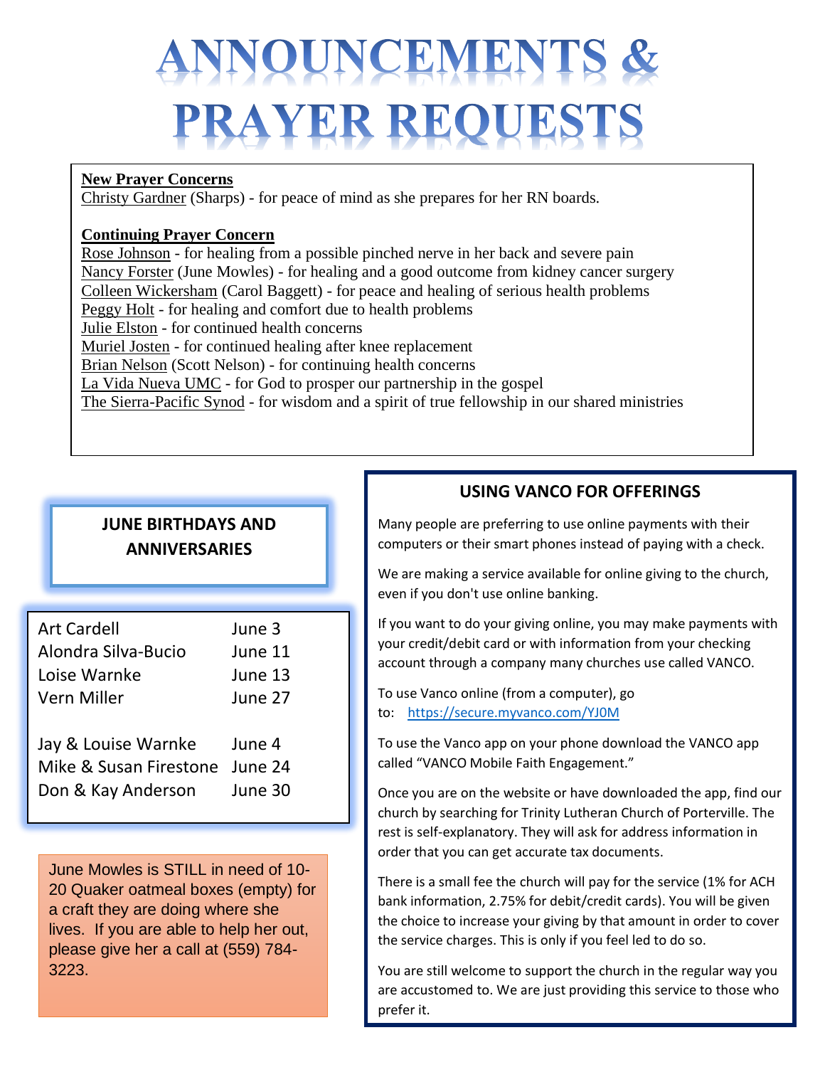# ANNOUNCEMENTS & PRAYER REQUESTS

**New Prayer Concerns**

Christy Gardner (Sharps) - for peace of mind as she prepares for her RN boards.

**Continuing Prayer Concern**

Rose Johnson - for healing from a possible pinched nerve in her back and severe pain
Nancy Forster (June Mowles) - for healing and a good outcome from kidney cancer surgery
Colleen Wickersham (Carol Baggett) - for peace and healing of serious health problems
Peggy Holt - for healing and comfort due to health problems
Julie Elston - for continued health concerns
Muriel Josten - for continued healing after knee replacement
Brian Nelson (Scott Nelson) - for continuing health concerns
La Vida Nueva UMC - for God to prosper our partnership in the gospel
The Sierra-Pacific Synod - for wisdom and a spirit of true fellowship in our shared ministries

## JUNE BIRTHDAYS AND ANNIVERSARIES

| | |
|---|---|
| Art Cardell | June 3 |
| Alondra Silva-Bucio | June 11 |
| Loise Warnke | June 13 |
| Vern Miller | June 27 |
| | |
| Jay & Louise Warnke | June 4 |
| Mike & Susan Firestone | June 24 |
| Don & Kay Anderson | June 30 |

June Mowles is STILL in need of 10-20 Quaker oatmeal boxes (empty) for a craft they are doing where she lives. If you are able to help her out, please give her a call at (559) 784-3223.

## USING VANCO FOR OFFERINGS

Many people are preferring to use online payments with their computers or their smart phones instead of paying with a check.

We are making a service available for online giving to the church, even if you don't use online banking.

If you want to do your giving online, you may make payments with your credit/debit card or with information from your checking account through a company many churches use called VANCO.

To use Vanco online (from a computer), go to: https://secure.myvanco.com/YJ0M

To use the Vanco app on your phone download the VANCO app called "VANCO Mobile Faith Engagement."

Once you are on the website or have downloaded the app, find our church by searching for Trinity Lutheran Church of Porterville. The rest is self-explanatory. They will ask for address information in order that you can get accurate tax documents.

There is a small fee the church will pay for the service (1% for ACH bank information, 2.75% for debit/credit cards). You will be given the choice to increase your giving by that amount in order to cover the service charges. This is only if you feel led to do so.

You are still welcome to support the church in the regular way you are accustomed to. We are just providing this service to those who prefer it.